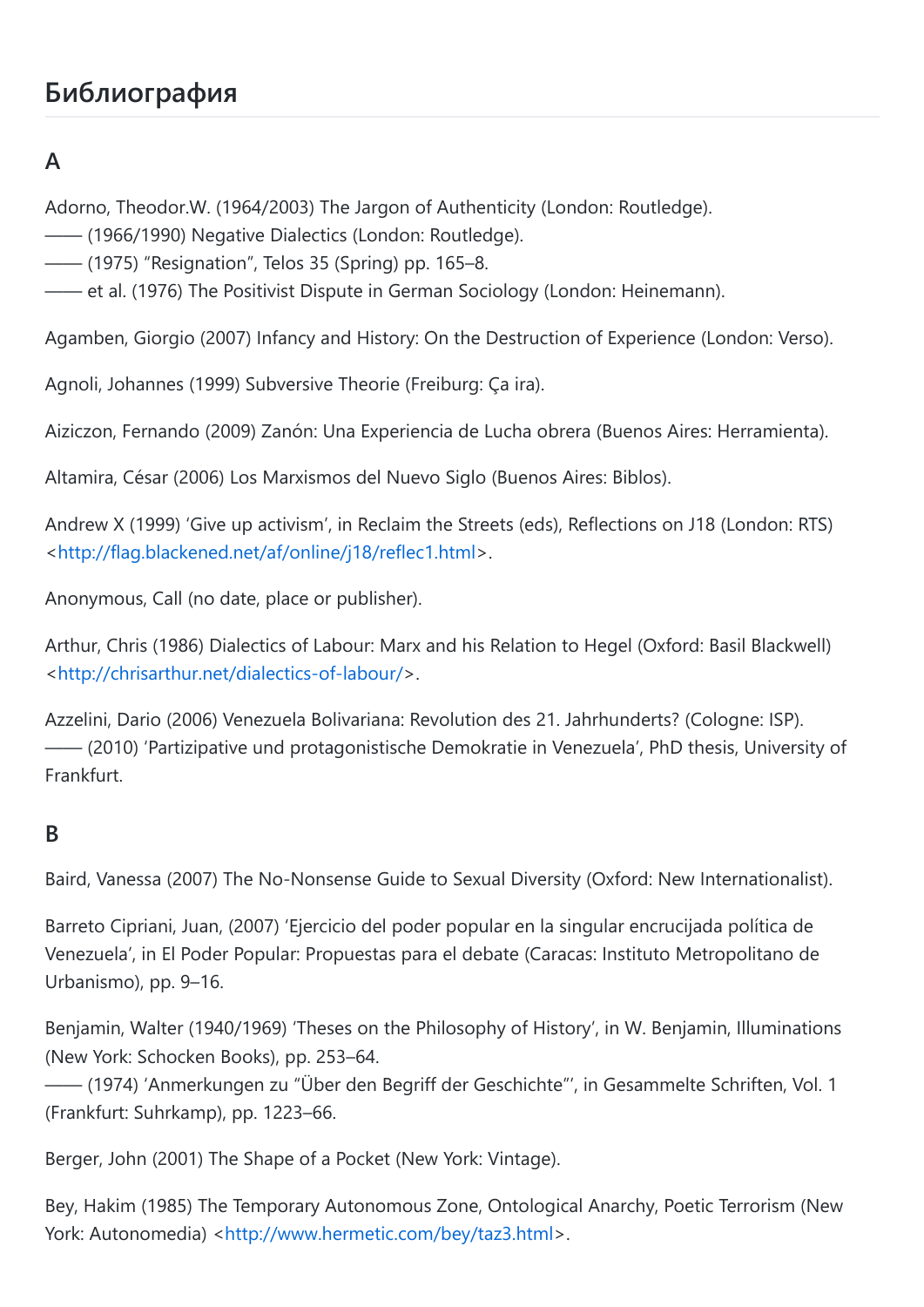## Библиография

### A

Adorno, Theodor.W. (1964/2003) The Jargon of Authenticity (London: Routledge).
—— (1966/1990) Negative Dialectics (London: Routledge).
—— (1975) "Resignation", Telos 35 (Spring) pp. 165–8.
—— et al. (1976) The Positivist Dispute in German Sociology (London: Heinemann).

Agamben, Giorgio (2007) Infancy and History: On the Destruction of Experience (London: Verso).

Agnoli, Johannes (1999) Subversive Theorie (Freiburg: Ça ira).

Aiziczon, Fernando (2009) Zanón: Una Experiencia de Lucha obrera (Buenos Aires: Herramienta).

Altamira, César (2006) Los Marxismos del Nuevo Siglo (Buenos Aires: Biblos).

Andrew X (1999) 'Give up activism', in Reclaim the Streets (eds), Reflections on J18 (London: RTS) <http://flag.blackened.net/af/online/j18/reflec1.html>.

Anonymous, Call (no date, place or publisher).

Arthur, Chris (1986) Dialectics of Labour: Marx and his Relation to Hegel (Oxford: Basil Blackwell) <http://chrisarthur.net/dialectics-of-labour/>.

Azzelini, Dario (2006) Venezuela Bolivariana: Revolution des 21. Jahrhunderts? (Cologne: ISP).
—— (2010) 'Partizipative und protagonistische Demokratie in Venezuela', PhD thesis, University of Frankfurt.

### B

Baird, Vanessa (2007) The No-Nonsense Guide to Sexual Diversity (Oxford: New Internationalist).

Barreto Cipriani, Juan, (2007) 'Ejercicio del poder popular en la singular encrucijada política de Venezuela', in El Poder Popular: Propuestas para el debate (Caracas: Instituto Metropolitano de Urbanismo), pp. 9–16.

Benjamin, Walter (1940/1969) 'Theses on the Philosophy of History', in W. Benjamin, Illuminations (New York: Schocken Books), pp. 253–64.
—— (1974) 'Anmerkungen zu "Über den Begriff der Geschichte"', in Gesammelte Schriften, Vol. 1 (Frankfurt: Suhrkamp), pp. 1223–66.

Berger, John (2001) The Shape of a Pocket (New York: Vintage).

Bey, Hakim (1985) The Temporary Autonomous Zone, Ontological Anarchy, Poetic Terrorism (New York: Autonomedia) <http://www.hermetic.com/bey/taz3.html>.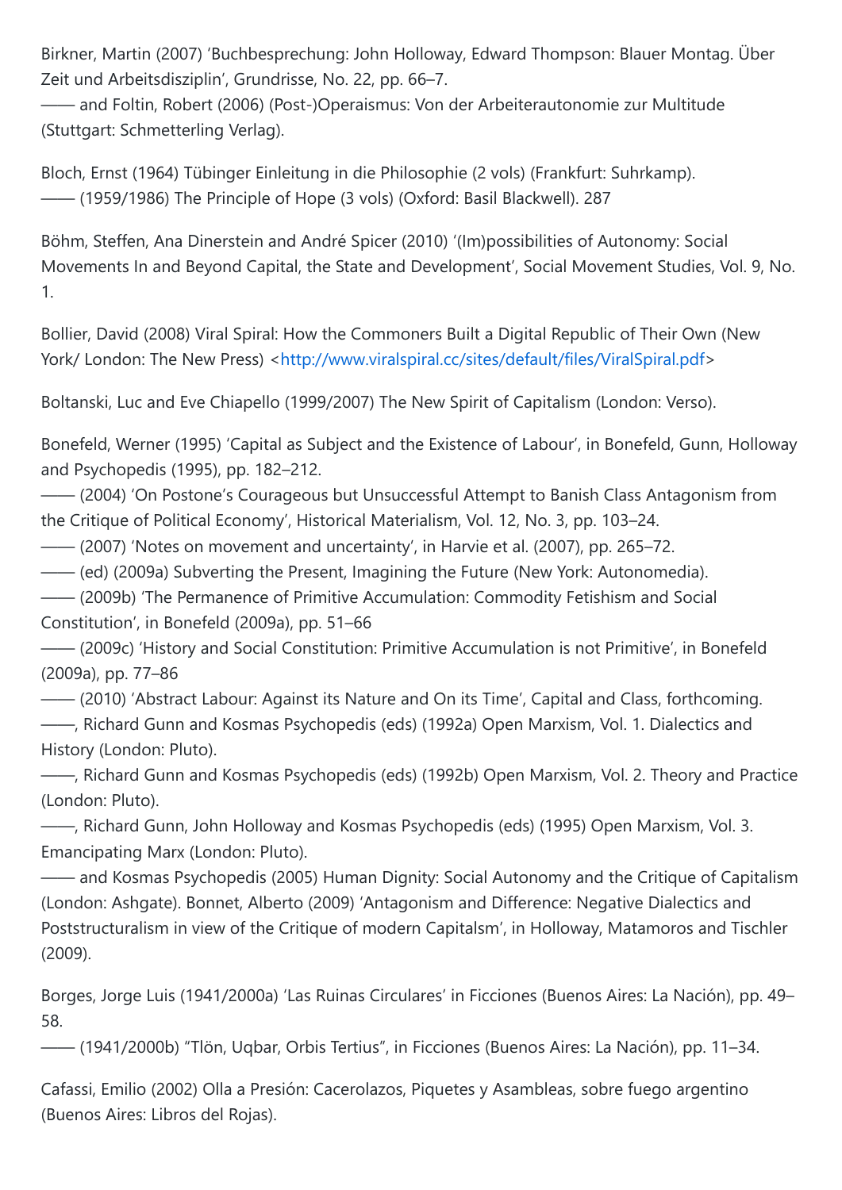Birkner, Martin (2007) 'Buchbesprechung: John Holloway, Edward Thompson: Blauer Montag. Über Zeit und Arbeitsdisziplin', Grundrisse, No. 22, pp. 66–7.
—— and Foltin, Robert (2006) (Post-)Operaismus: Von der Arbeiterautonomie zur Multitude (Stuttgart: Schmetterling Verlag).

Bloch, Ernst (1964) Tübinger Einleitung in die Philosophie (2 vols) (Frankfurt: Suhrkamp).
—— (1959/1986) The Principle of Hope (3 vols) (Oxford: Basil Blackwell). 287

Böhm, Steffen, Ana Dinerstein and André Spicer (2010) '(Im)possibilities of Autonomy: Social Movements In and Beyond Capital, the State and Development', Social Movement Studies, Vol. 9, No. 1.

Bollier, David (2008) Viral Spiral: How the Commoners Built a Digital Republic of Their Own (New York/ London: The New Press) <http://www.viralspiral.cc/sites/default/files/ViralSpiral.pdf>

Boltanski, Luc and Eve Chiapello (1999/2007) The New Spirit of Capitalism (London: Verso).

Bonefeld, Werner (1995) 'Capital as Subject and the Existence of Labour', in Bonefeld, Gunn, Holloway and Psychopedis (1995), pp. 182–212.
—— (2004) 'On Postone's Courageous but Unsuccessful Attempt to Banish Class Antagonism from the Critique of Political Economy', Historical Materialism, Vol. 12, No. 3, pp. 103–24.
—— (2007) 'Notes on movement and uncertainty', in Harvie et al. (2007), pp. 265–72.
—— (ed) (2009a) Subverting the Present, Imagining the Future (New York: Autonomedia).
—— (2009b) 'The Permanence of Primitive Accumulation: Commodity Fetishism and Social Constitution', in Bonefeld (2009a), pp. 51–66
—— (2009c) 'History and Social Constitution: Primitive Accumulation is not Primitive', in Bonefeld (2009a), pp. 77–86
—— (2010) 'Abstract Labour: Against its Nature and On its Time', Capital and Class, forthcoming.
——, Richard Gunn and Kosmas Psychopedis (eds) (1992a) Open Marxism, Vol. 1. Dialectics and History (London: Pluto).
——, Richard Gunn and Kosmas Psychopedis (eds) (1992b) Open Marxism, Vol. 2. Theory and Practice (London: Pluto).
——, Richard Gunn, John Holloway and Kosmas Psychopedis (eds) (1995) Open Marxism, Vol. 3. Emancipating Marx (London: Pluto).
—— and Kosmas Psychopedis (2005) Human Dignity: Social Autonomy and the Critique of Capitalism (London: Ashgate). Bonnet, Alberto (2009) 'Antagonism and Difference: Negative Dialectics and Poststructuralism in view of the Critique of modern Capitalsm', in Holloway, Matamoros and Tischler (2009).

Borges, Jorge Luis (1941/2000a) 'Las Ruinas Circulares' in Ficciones (Buenos Aires: La Nación), pp. 49–58.
—— (1941/2000b) "Tlön, Uqbar, Orbis Tertius", in Ficciones (Buenos Aires: La Nación), pp. 11–34.

Cafassi, Emilio (2002) Olla a Presión: Cacerolazos, Piquetes y Asambleas, sobre fuego argentino (Buenos Aires: Libros del Rojas).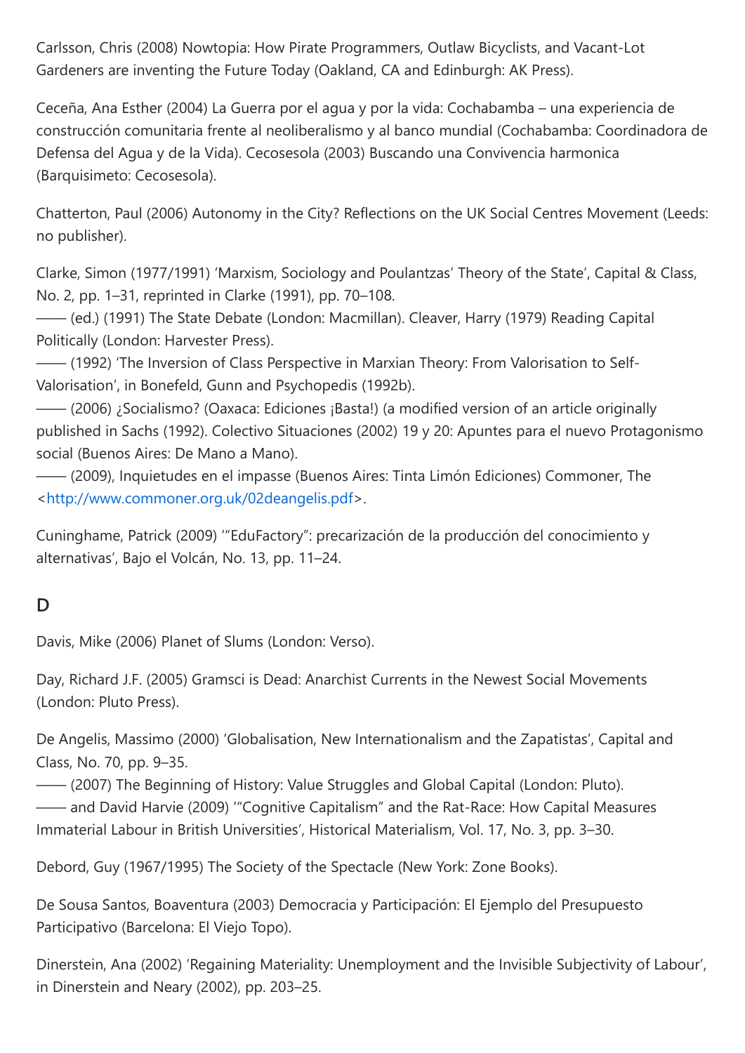Carlsson, Chris (2008) Nowtopia: How Pirate Programmers, Outlaw Bicyclists, and Vacant-Lot Gardeners are inventing the Future Today (Oakland, CA and Edinburgh: AK Press).

Ceceña, Ana Esther (2004) La Guerra por el agua y por la vida: Cochabamba – una experiencia de construcción comunitaria frente al neoliberalismo y al banco mundial (Cochabamba: Coordinadora de Defensa del Agua y de la Vida). Cecosesola (2003) Buscando una Convivencia harmonica (Barquisimeto: Cecosesola).

Chatterton, Paul (2006) Autonomy in the City? Reflections on the UK Social Centres Movement (Leeds: no publisher).

Clarke, Simon (1977/1991) 'Marxism, Sociology and Poulantzas' Theory of the State', Capital & Class, No. 2, pp. 1–31, reprinted in Clarke (1991), pp. 70–108.
—— (ed.) (1991) The State Debate (London: Macmillan). Cleaver, Harry (1979) Reading Capital Politically (London: Harvester Press).
—— (1992) 'The Inversion of Class Perspective in Marxian Theory: From Valorisation to Self-Valorisation', in Bonefeld, Gunn and Psychopedis (1992b).
—— (2006) ¿Socialismo? (Oaxaca: Ediciones ¡Basta!) (a modified version of an article originally published in Sachs (1992). Colectivo Situaciones (2002) 19 y 20: Apuntes para el nuevo Protagonismo social (Buenos Aires: De Mano a Mano).
—— (2009), Inquietudes en el impasse (Buenos Aires: Tinta Limón Ediciones) Commoner, The <http://www.commoner.org.uk/02deangelis.pdf>.

Cuninghame, Patrick (2009) '"EduFactory": precarización de la producción del conocimiento y alternativas', Bajo el Volcán, No. 13, pp. 11–24.

## D

Davis, Mike (2006) Planet of Slums (London: Verso).

Day, Richard J.F. (2005) Gramsci is Dead: Anarchist Currents in the Newest Social Movements (London: Pluto Press).

De Angelis, Massimo (2000) 'Globalisation, New Internationalism and the Zapatistas', Capital and Class, No. 70, pp. 9–35.
—— (2007) The Beginning of History: Value Struggles and Global Capital (London: Pluto).
—— and David Harvie (2009) '"Cognitive Capitalism" and the Rat-Race: How Capital Measures Immaterial Labour in British Universities', Historical Materialism, Vol. 17, No. 3, pp. 3–30.

Debord, Guy (1967/1995) The Society of the Spectacle (New York: Zone Books).

De Sousa Santos, Boaventura (2003) Democracia y Participación: El Ejemplo del Presupuesto Participativo (Barcelona: El Viejo Topo).

Dinerstein, Ana (2002) 'Regaining Materiality: Unemployment and the Invisible Subjectivity of Labour', in Dinerstein and Neary (2002), pp. 203–25.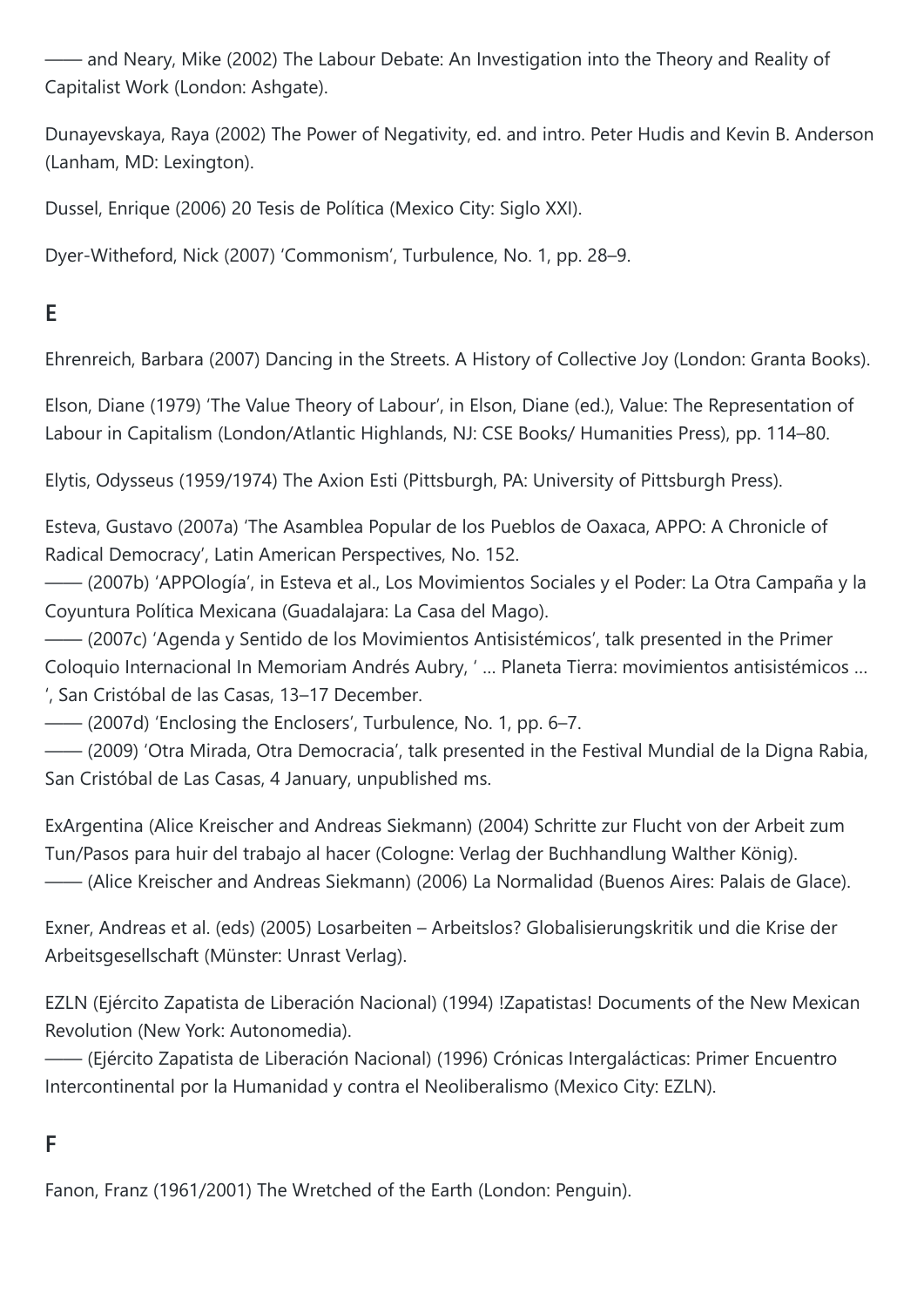—— and Neary, Mike (2002) The Labour Debate: An Investigation into the Theory and Reality of Capitalist Work (London: Ashgate).

Dunayevskaya, Raya (2002) The Power of Negativity, ed. and intro. Peter Hudis and Kevin B. Anderson (Lanham, MD: Lexington).

Dussel, Enrique (2006) 20 Tesis de Política (Mexico City: Siglo XXI).

Dyer-Witheford, Nick (2007) 'Commonism', Turbulence, No. 1, pp. 28–9.

## E

Ehrenreich, Barbara (2007) Dancing in the Streets. A History of Collective Joy (London: Granta Books).

Elson, Diane (1979) 'The Value Theory of Labour', in Elson, Diane (ed.), Value: The Representation of Labour in Capitalism (London/Atlantic Highlands, NJ: CSE Books/ Humanities Press), pp. 114–80.

Elytis, Odysseus (1959/1974) The Axion Esti (Pittsburgh, PA: University of Pittsburgh Press).

Esteva, Gustavo (2007a) 'The Asamblea Popular de los Pueblos de Oaxaca, APPO: A Chronicle of Radical Democracy', Latin American Perspectives, No. 152.
—— (2007b) 'APPOlogía', in Esteva et al., Los Movimientos Sociales y el Poder: La Otra Campaña y la Coyuntura Política Mexicana (Guadalajara: La Casa del Mago).
—— (2007c) 'Agenda y Sentido de los Movimientos Antisistémicos', talk presented in the Primer Coloquio Internacional In Memoriam Andrés Aubry, ' ... Planeta Tierra: movimientos antisistémicos ... ', San Cristóbal de las Casas, 13–17 December.
—— (2007d) 'Enclosing the Enclosers', Turbulence, No. 1, pp. 6–7.
—— (2009) 'Otra Mirada, Otra Democracia', talk presented in the Festival Mundial de la Digna Rabia, San Cristóbal de Las Casas, 4 January, unpublished ms.

ExArgentina (Alice Kreischer and Andreas Siekmann) (2004) Schritte zur Flucht von der Arbeit zum Tun/Pasos para huir del trabajo al hacer (Cologne: Verlag der Buchhandlung Walther König).
—— (Alice Kreischer and Andreas Siekmann) (2006) La Normalidad (Buenos Aires: Palais de Glace).

Exner, Andreas et al. (eds) (2005) Losarbeiten – Arbeitslos? Globalisierungskritik und die Krise der Arbeitsgesellschaft (Münster: Unrast Verlag).

EZLN (Ejército Zapatista de Liberación Nacional) (1994) !Zapatistas! Documents of the New Mexican Revolution (New York: Autonomedia).
—— (Ejército Zapatista de Liberación Nacional) (1996) Crónicas Intergalácticas: Primer Encuentro Intercontinental por la Humanidad y contra el Neoliberalismo (Mexico City: EZLN).

## F

Fanon, Franz (1961/2001) The Wretched of the Earth (London: Penguin).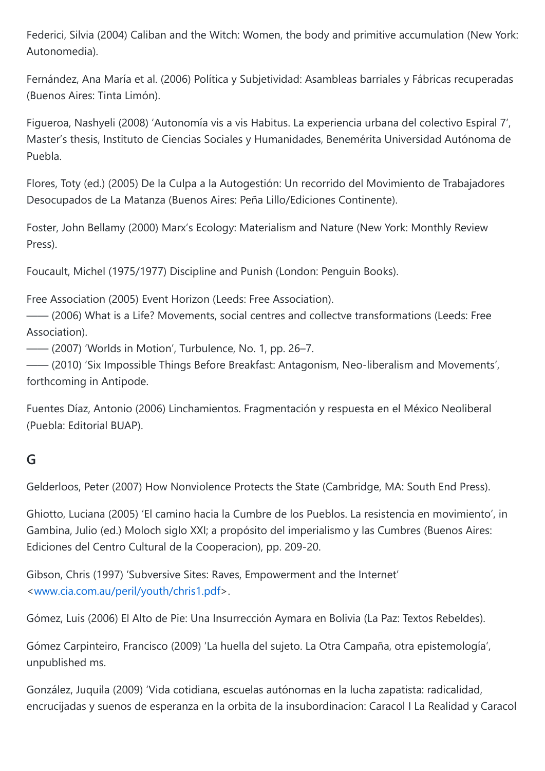Federici, Silvia (2004) Caliban and the Witch: Women, the body and primitive accumulation (New York: Autonomedia).

Fernández, Ana María et al. (2006) Política y Subjetividad: Asambleas barriales y Fábricas recuperadas (Buenos Aires: Tinta Limón).

Figueroa, Nashyeli (2008) 'Autonomía vis a vis Habitus. La experiencia urbana del colectivo Espiral 7', Master's thesis, Instituto de Ciencias Sociales y Humanidades, Benemérita Universidad Autónoma de Puebla.

Flores, Toty (ed.) (2005) De la Culpa a la Autogestión: Un recorrido del Movimiento de Trabajadores Desocupados de La Matanza (Buenos Aires: Peña Lillo/Ediciones Continente).

Foster, John Bellamy (2000) Marx's Ecology: Materialism and Nature (New York: Monthly Review Press).

Foucault, Michel (1975/1977) Discipline and Punish (London: Penguin Books).

Free Association (2005) Event Horizon (Leeds: Free Association).
—— (2006) What is a Life? Movements, social centres and collectve transformations (Leeds: Free Association).
—— (2007) 'Worlds in Motion', Turbulence, No. 1, pp. 26–7.
—— (2010) 'Six Impossible Things Before Breakfast: Antagonism, Neo-liberalism and Movements', forthcoming in Antipode.

Fuentes Díaz, Antonio (2006) Linchamientos. Fragmentación y respuesta en el México Neoliberal (Puebla: Editorial BUAP).

## G

Gelderloos, Peter (2007) How Nonviolence Protects the State (Cambridge, MA: South End Press).

Ghiotto, Luciana (2005) 'El camino hacia la Cumbre de los Pueblos. La resistencia en movimiento', in Gambina, Julio (ed.) Moloch siglo XXI; a propósito del imperialismo y las Cumbres (Buenos Aires: Ediciones del Centro Cultural de la Cooperacion), pp. 209-20.

Gibson, Chris (1997) 'Subversive Sites: Raves, Empowerment and the Internet' <www.cia.com.au/peril/youth/chris1.pdf>.

Gómez, Luis (2006) El Alto de Pie: Una Insurrección Aymara en Bolivia (La Paz: Textos Rebeldes).

Gómez Carpinteiro, Francisco (2009) 'La huella del sujeto. La Otra Campaña, otra epistemología', unpublished ms.

González, Juquila (2009) 'Vida cotidiana, escuelas autónomas en la lucha zapatista: radicalidad, encrucijadas y suenos de esperanza en la orbita de la insubordinacion: Caracol I La Realidad y Caracol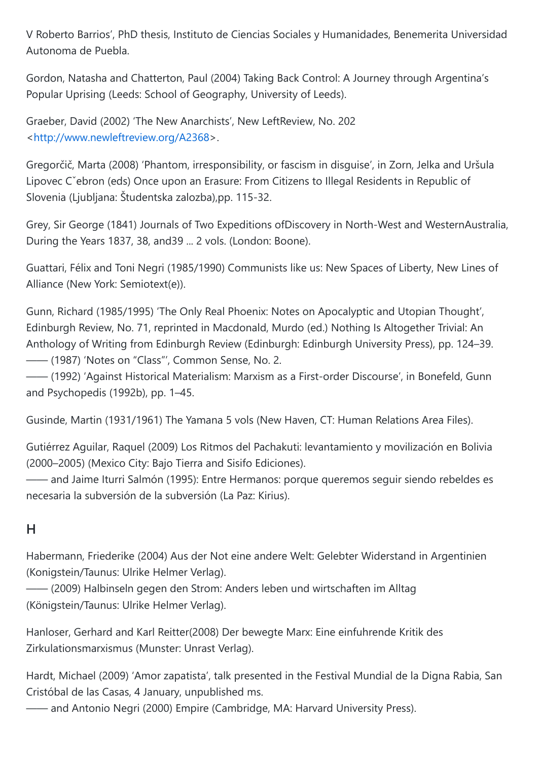V Roberto Barrios', PhD thesis, Instituto de Ciencias Sociales y Humanidades, Benemerita Universidad Autonoma de Puebla.

Gordon, Natasha and Chatterton, Paul (2004) Taking Back Control: A Journey through Argentina's Popular Uprising (Leeds: School of Geography, University of Leeds).

Graeber, David (2002) 'The New Anarchists', New LeftReview, No. 202 <http://www.newleftreview.org/A2368>.

Gregorčič, Marta (2008) 'Phantom, irresponsibility, or fascism in disguise', in Zorn, Jelka and Uršula Lipovec Cˇebron (eds) Once upon an Erasure: From Citizens to Illegal Residents in Republic of Slovenia (Ljubljana: Študentska zalozba),pp. 115-32.

Grey, Sir George (1841) Journals of Two Expeditions ofDiscovery in North-West and WesternAustralia, During the Years 1837, 38, and39 ... 2 vols. (London: Boone).

Guattari, Félix and Toni Negri (1985/1990) Communists like us: New Spaces of Liberty, New Lines of Alliance (New York: Semiotext(e)).

Gunn, Richard (1985/1995) 'The Only Real Phoenix: Notes on Apocalyptic and Utopian Thought', Edinburgh Review, No. 71, reprinted in Macdonald, Murdo (ed.) Nothing Is Altogether Trivial: An Anthology of Writing from Edinburgh Review (Edinburgh: Edinburgh University Press), pp. 124–39.
—— (1987) 'Notes on "Class"', Common Sense, No. 2.
—— (1992) 'Against Historical Materialism: Marxism as a First-order Discourse', in Bonefeld, Gunn and Psychopedis (1992b), pp. 1–45.

Gusinde, Martin (1931/1961) The Yamana 5 vols (New Haven, CT: Human Relations Area Files).

Gutiérrez Aguilar, Raquel (2009) Los Ritmos del Pachakuti: levantamiento y movilización en Bolivia (2000–2005) (Mexico City: Bajo Tierra and Sisifo Ediciones).
—— and Jaime Iturri Salmón (1995): Entre Hermanos: porque queremos seguir siendo rebeldes es necesaria la subversión de la subversión (La Paz: Kirius).

## H

Habermann, Friederike (2004) Aus der Not eine andere Welt: Gelebter Widerstand in Argentinien (Konigstein/Taunus: Ulrike Helmer Verlag).
—— (2009) Halbinseln gegen den Strom: Anders leben und wirtschaften im Alltag (Königstein/Taunus: Ulrike Helmer Verlag).

Hanloser, Gerhard and Karl Reitter(2008) Der bewegte Marx: Eine einfuhrende Kritik des Zirkulationsmarxismus (Munster: Unrast Verlag).

Hardt, Michael (2009) 'Amor zapatista', talk presented in the Festival Mundial de la Digna Rabia, San Cristóbal de las Casas, 4 January, unpublished ms.
—— and Antonio Negri (2000) Empire (Cambridge, MA: Harvard University Press).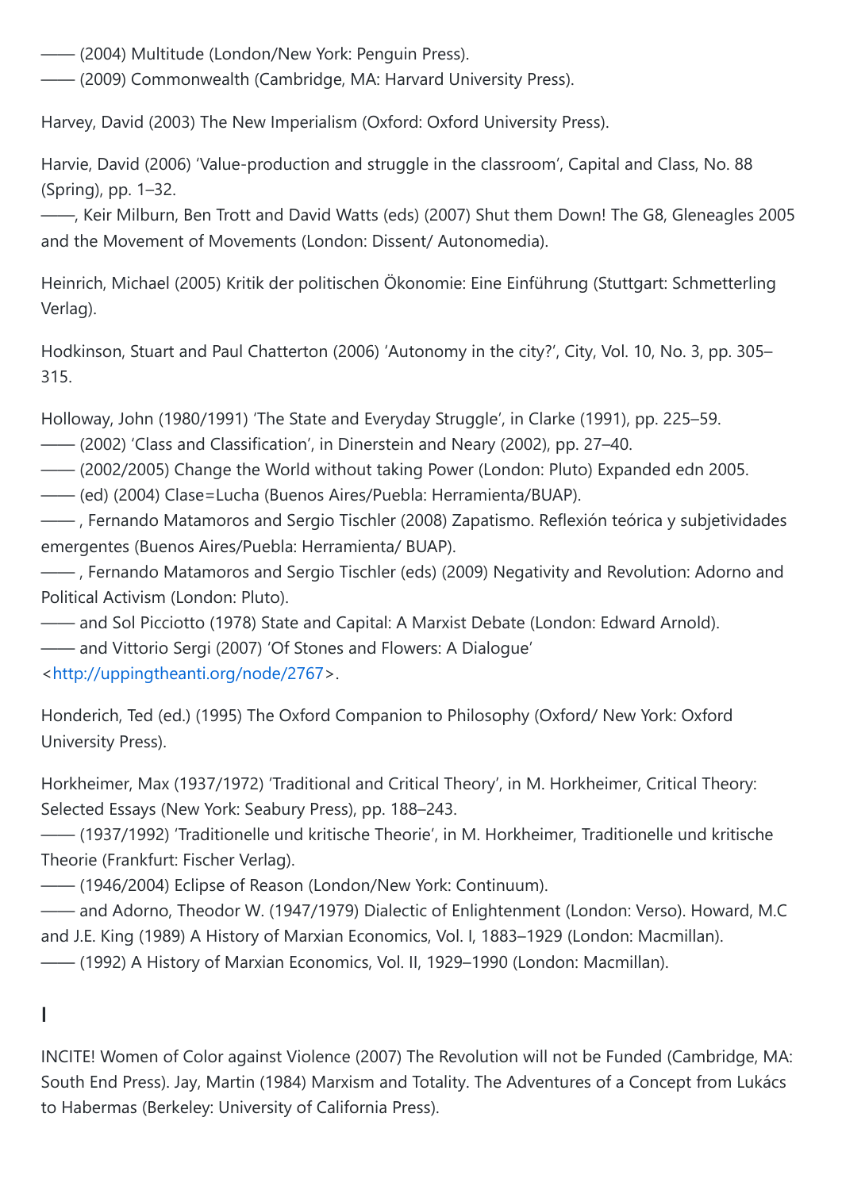—— (2004) Multitude (London/New York: Penguin Press).
—— (2009) Commonwealth (Cambridge, MA: Harvard University Press).

Harvey, David (2003) The New Imperialism (Oxford: Oxford University Press).

Harvie, David (2006) 'Value-production and struggle in the classroom', Capital and Class, No. 88 (Spring), pp. 1–32.
——, Keir Milburn, Ben Trott and David Watts (eds) (2007) Shut them Down! The G8, Gleneagles 2005 and the Movement of Movements (London: Dissent/ Autonomedia).

Heinrich, Michael (2005) Kritik der politischen Ökonomie: Eine Einführung (Stuttgart: Schmetterling Verlag).

Hodkinson, Stuart and Paul Chatterton (2006) 'Autonomy in the city?', City, Vol. 10, No. 3, pp. 305–315.

Holloway, John (1980/1991) 'The State and Everyday Struggle', in Clarke (1991), pp. 225–59.
—— (2002) 'Class and Classification', in Dinerstein and Neary (2002), pp. 27–40.
—— (2002/2005) Change the World without taking Power (London: Pluto) Expanded edn 2005.
—— (ed) (2004) Clase=Lucha (Buenos Aires/Puebla: Herramienta/BUAP).
—— , Fernando Matamoros and Sergio Tischler (2008) Zapatismo. Reflexión teórica y subjetividades emergentes (Buenos Aires/Puebla: Herramienta/ BUAP).
—— , Fernando Matamoros and Sergio Tischler (eds) (2009) Negativity and Revolution: Adorno and Political Activism (London: Pluto).
—— and Sol Picciotto (1978) State and Capital: A Marxist Debate (London: Edward Arnold).
—— and Vittorio Sergi (2007) 'Of Stones and Flowers: A Dialogue' <http://uppingtheanti.org/node/2767>.

Honderich, Ted (ed.) (1995) The Oxford Companion to Philosophy (Oxford/ New York: Oxford University Press).

Horkheimer, Max (1937/1972) 'Traditional and Critical Theory', in M. Horkheimer, Critical Theory: Selected Essays (New York: Seabury Press), pp. 188–243.
—— (1937/1992) 'Traditionelle und kritische Theorie', in M. Horkheimer, Traditionelle und kritische Theorie (Frankfurt: Fischer Verlag).
—— (1946/2004) Eclipse of Reason (London/New York: Continuum).
—— and Adorno, Theodor W. (1947/1979) Dialectic of Enlightenment (London: Verso). Howard, M.C and J.E. King (1989) A History of Marxian Economics, Vol. I, 1883–1929 (London: Macmillan).
—— (1992) A History of Marxian Economics, Vol. II, 1929–1990 (London: Macmillan).

## I

INCITE! Women of Color against Violence (2007) The Revolution will not be Funded (Cambridge, MA: South End Press). Jay, Martin (1984) Marxism and Totality. The Adventures of a Concept from Lukács to Habermas (Berkeley: University of California Press).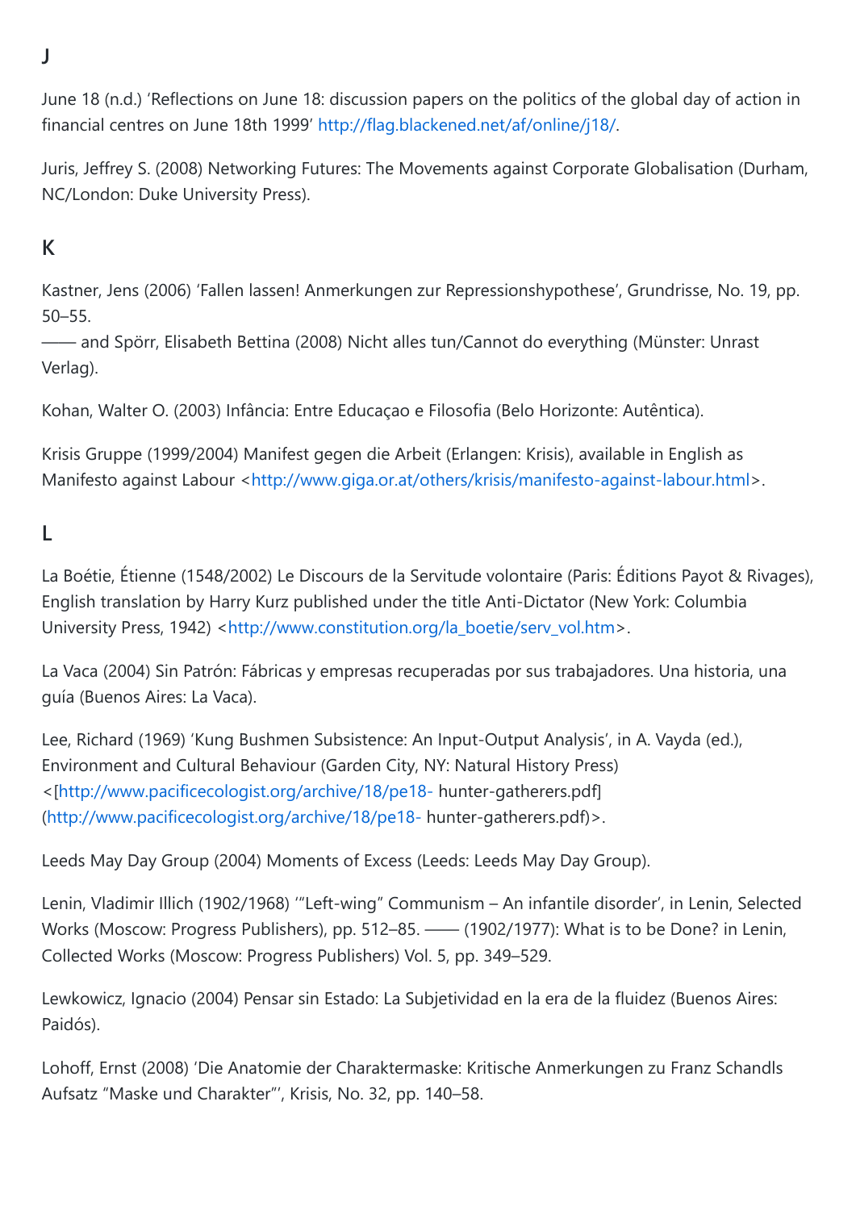## J

June 18 (n.d.) 'Reflections on June 18: discussion papers on the politics of the global day of action in financial centres on June 18th 1999' http://flag.blackened.net/af/online/j18/.

Juris, Jeffrey S. (2008) Networking Futures: The Movements against Corporate Globalisation (Durham, NC/London: Duke University Press).

## K

Kastner, Jens (2006) 'Fallen lassen! Anmerkungen zur Repressionshypothese', Grundrisse, No. 19, pp. 50–55.
—— and Spörr, Elisabeth Bettina (2008) Nicht alles tun/Cannot do everything (Münster: Unrast Verlag).

Kohan, Walter O. (2003) Infância: Entre Educaçao e Filosofia (Belo Horizonte: Autêntica).

Krisis Gruppe (1999/2004) Manifest gegen die Arbeit (Erlangen: Krisis), available in English as Manifesto against Labour <http://www.giga.or.at/others/krisis/manifesto-against-labour.html>.

## L

La Boétie, Étienne (1548/2002) Le Discours de la Servitude volontaire (Paris: Éditions Payot & Rivages), English translation by Harry Kurz published under the title Anti-Dictator (New York: Columbia University Press, 1942) <http://www.constitution.org/la_boetie/serv_vol.htm>.

La Vaca (2004) Sin Patrón: Fábricas y empresas recuperadas por sus trabajadores. Una historia, una guía (Buenos Aires: La Vaca).

Lee, Richard (1969) 'Kung Bushmen Subsistence: An Input-Output Analysis', in A. Vayda (ed.), Environment and Cultural Behaviour (Garden City, NY: Natural History Press) <[http://www.pacificecologist.org/archive/18/pe18- hunter-gatherers.pdf](http://www.pacificecologist.org/archive/18/pe18- hunter-gatherers.pdf)>.

Leeds May Day Group (2004) Moments of Excess (Leeds: Leeds May Day Group).

Lenin, Vladimir Illich (1902/1968) '"Left-wing" Communism – An infantile disorder', in Lenin, Selected Works (Moscow: Progress Publishers), pp. 512–85. —— (1902/1977): What is to be Done? in Lenin, Collected Works (Moscow: Progress Publishers) Vol. 5, pp. 349–529.

Lewkowicz, Ignacio (2004) Pensar sin Estado: La Subjetividad en la era de la fluidez (Buenos Aires: Paidós).

Lohoff, Ernst (2008) 'Die Anatomie der Charaktermaske: Kritische Anmerkungen zu Franz Schandls Aufsatz "Maske und Charakter"', Krisis, No. 32, pp. 140–58.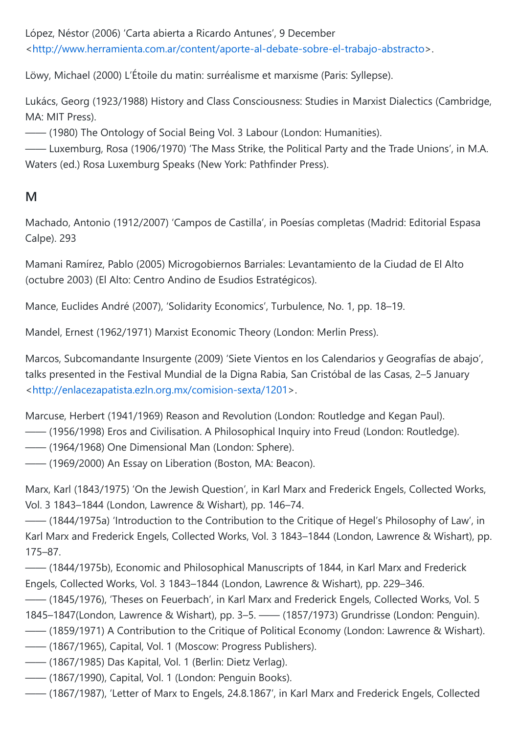López, Néstor (2006) 'Carta abierta a Ricardo Antunes', 9 December <http://www.herramienta.com.ar/content/aporte-al-debate-sobre-el-trabajo-abstracto>.

Löwy, Michael (2000) L'Étoile du matin: surréalisme et marxisme (Paris: Syllepse).

Lukács, Georg (1923/1988) History and Class Consciousness: Studies in Marxist Dialectics (Cambridge, MA: MIT Press).
—— (1980) The Ontology of Social Being Vol. 3 Labour (London: Humanities).
—— Luxemburg, Rosa (1906/1970) 'The Mass Strike, the Political Party and the Trade Unions', in M.A. Waters (ed.) Rosa Luxemburg Speaks (New York: Pathfinder Press).

## M

Machado, Antonio (1912/2007) 'Campos de Castilla', in Poesías completas (Madrid: Editorial Espasa Calpe). 293

Mamani Ramírez, Pablo (2005) Microgobiernos Barriales: Levantamiento de la Ciudad de El Alto (octubre 2003) (El Alto: Centro Andino de Esudios Estratégicos).

Mance, Euclides André (2007), 'Solidarity Economics', Turbulence, No. 1, pp. 18–19.

Mandel, Ernest (1962/1971) Marxist Economic Theory (London: Merlin Press).

Marcos, Subcomandante Insurgente (2009) 'Siete Vientos en los Calendarios y Geografías de abajo', talks presented in the Festival Mundial de la Digna Rabia, San Cristóbal de las Casas, 2–5 January <http://enlacezapatista.ezln.org.mx/comision-sexta/1201>.

Marcuse, Herbert (1941/1969) Reason and Revolution (London: Routledge and Kegan Paul).
—— (1956/1998) Eros and Civilisation. A Philosophical Inquiry into Freud (London: Routledge).
—— (1964/1968) One Dimensional Man (London: Sphere).
—— (1969/2000) An Essay on Liberation (Boston, MA: Beacon).

Marx, Karl (1843/1975) 'On the Jewish Question', in Karl Marx and Frederick Engels, Collected Works, Vol. 3 1843–1844 (London, Lawrence & Wishart), pp. 146–74.
—— (1844/1975a) 'Introduction to the Contribution to the Critique of Hegel's Philosophy of Law', in Karl Marx and Frederick Engels, Collected Works, Vol. 3 1843–1844 (London, Lawrence & Wishart), pp. 175–87.
—— (1844/1975b), Economic and Philosophical Manuscripts of 1844, in Karl Marx and Frederick Engels, Collected Works, Vol. 3 1843–1844 (London, Lawrence & Wishart), pp. 229–346.
—— (1845/1976), 'Theses on Feuerbach', in Karl Marx and Frederick Engels, Collected Works, Vol. 5 1845–1847(London, Lawrence & Wishart), pp. 3–5. —— (1857/1973) Grundrisse (London: Penguin).
—— (1859/1971) A Contribution to the Critique of Political Economy (London: Lawrence & Wishart).
—— (1867/1965), Capital, Vol. 1 (Moscow: Progress Publishers).
—— (1867/1985) Das Kapital, Vol. 1 (Berlin: Dietz Verlag).
—— (1867/1990), Capital, Vol. 1 (London: Penguin Books).
—— (1867/1987), 'Letter of Marx to Engels, 24.8.1867', in Karl Marx and Frederick Engels, Collected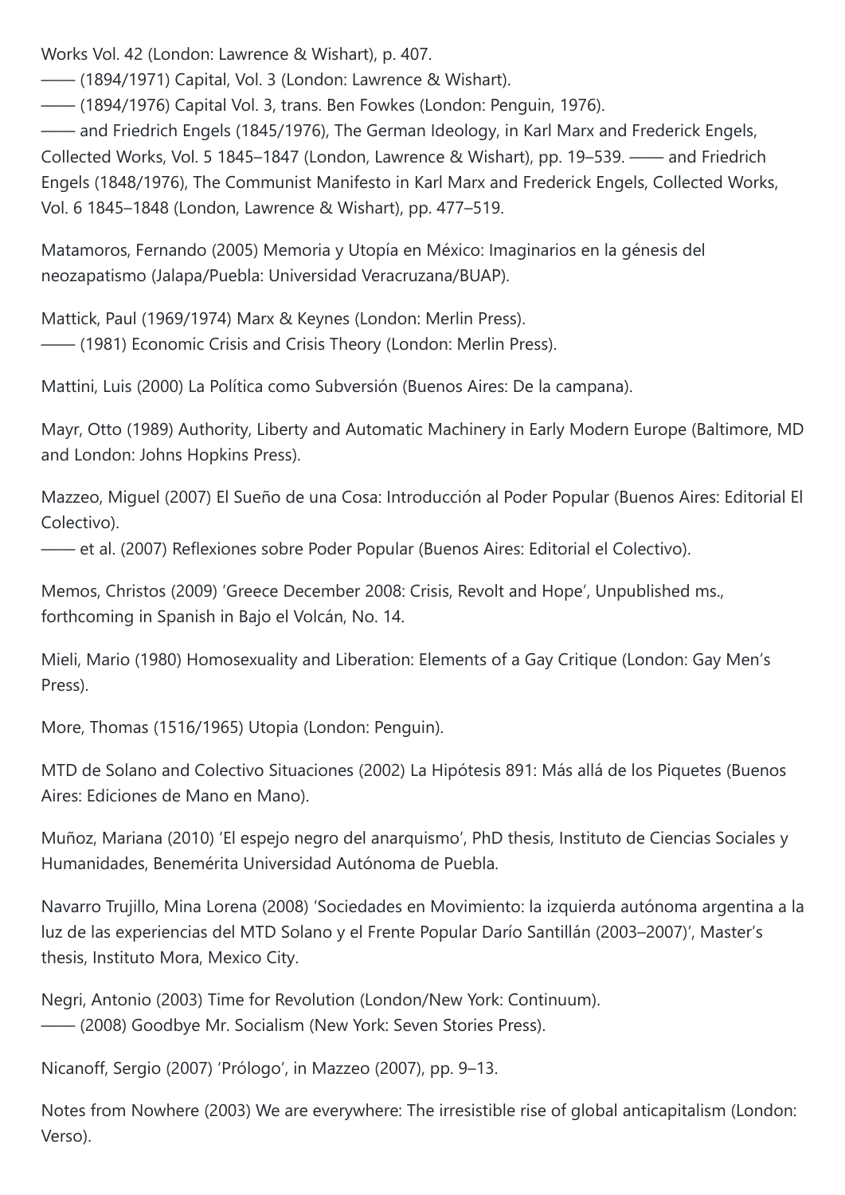Works Vol. 42 (London: Lawrence & Wishart), p. 407.
—— (1894/1971) Capital, Vol. 3 (London: Lawrence & Wishart).
—— (1894/1976) Capital Vol. 3, trans. Ben Fowkes (London: Penguin, 1976).
—— and Friedrich Engels (1845/1976), The German Ideology, in Karl Marx and Frederick Engels, Collected Works, Vol. 5 1845–1847 (London, Lawrence & Wishart), pp. 19–539. —— and Friedrich Engels (1848/1976), The Communist Manifesto in Karl Marx and Frederick Engels, Collected Works, Vol. 6 1845–1848 (London, Lawrence & Wishart), pp. 477–519.

Matamoros, Fernando (2005) Memoria y Utopía en México: Imaginarios en la génesis del neozapatismo (Jalapa/Puebla: Universidad Veracruzana/BUAP).

Mattick, Paul (1969/1974) Marx & Keynes (London: Merlin Press).
—— (1981) Economic Crisis and Crisis Theory (London: Merlin Press).

Mattini, Luis (2000) La Política como Subversión (Buenos Aires: De la campana).

Mayr, Otto (1989) Authority, Liberty and Automatic Machinery in Early Modern Europe (Baltimore, MD and London: Johns Hopkins Press).

Mazzeo, Miguel (2007) El Sueño de una Cosa: Introducción al Poder Popular (Buenos Aires: Editorial El Colectivo).
—— et al. (2007) Reflexiones sobre Poder Popular (Buenos Aires: Editorial el Colectivo).

Memos, Christos (2009) 'Greece December 2008: Crisis, Revolt and Hope', Unpublished ms., forthcoming in Spanish in Bajo el Volcán, No. 14.

Mieli, Mario (1980) Homosexuality and Liberation: Elements of a Gay Critique (London: Gay Men's Press).

More, Thomas (1516/1965) Utopia (London: Penguin).

MTD de Solano and Colectivo Situaciones (2002) La Hipótesis 891: Más allá de los Piquetes (Buenos Aires: Ediciones de Mano en Mano).

Muñoz, Mariana (2010) 'El espejo negro del anarquismo', PhD thesis, Instituto de Ciencias Sociales y Humanidades, Benemérita Universidad Autónoma de Puebla.

Navarro Trujillo, Mina Lorena (2008) 'Sociedades en Movimiento: la izquierda autónoma argentina a la luz de las experiencias del MTD Solano y el Frente Popular Darío Santillán (2003–2007)', Master's thesis, Instituto Mora, Mexico City.

Negri, Antonio (2003) Time for Revolution (London/New York: Continuum).
—— (2008) Goodbye Mr. Socialism (New York: Seven Stories Press).

Nicanoff, Sergio (2007) 'Prólogo', in Mazzeo (2007), pp. 9–13.

Notes from Nowhere (2003) We are everywhere: The irresistible rise of global anticapitalism (London: Verso).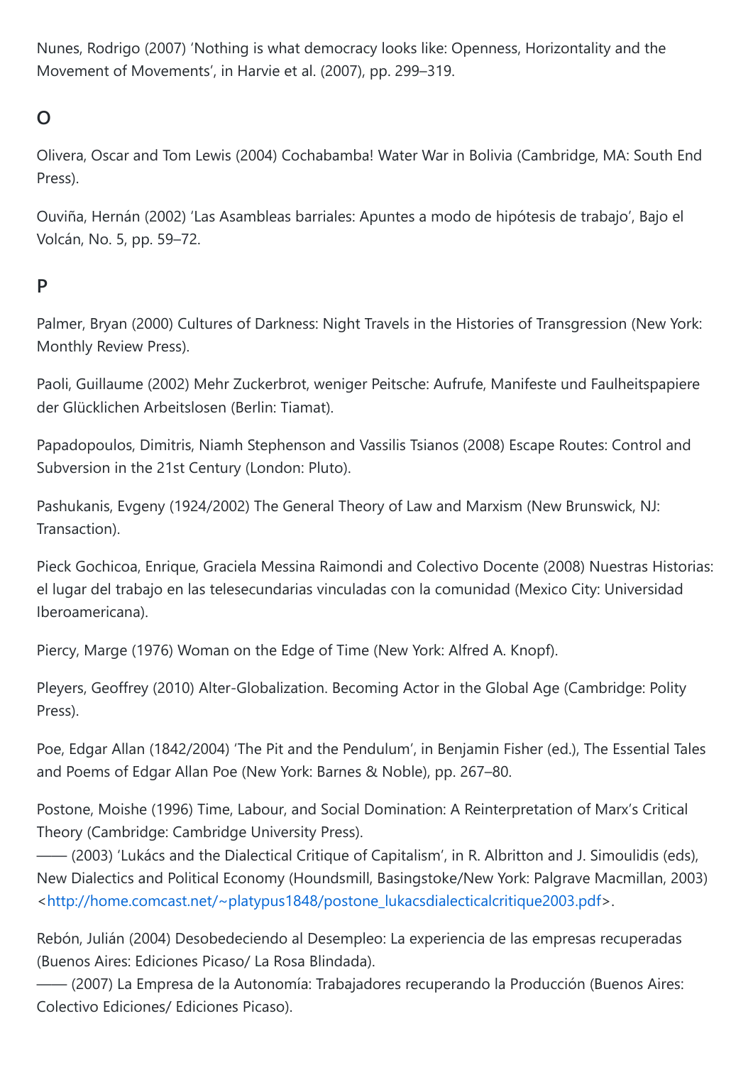Nunes, Rodrigo (2007) 'Nothing is what democracy looks like: Openness, Horizontality and the Movement of Movements', in Harvie et al. (2007), pp. 299–319.

## O

Olivera, Oscar and Tom Lewis (2004) Cochabamba! Water War in Bolivia (Cambridge, MA: South End Press).

Ouviña, Hernán (2002) 'Las Asambleas barriales: Apuntes a modo de hipótesis de trabajo', Bajo el Volcán, No. 5, pp. 59–72.

## P

Palmer, Bryan (2000) Cultures of Darkness: Night Travels in the Histories of Transgression (New York: Monthly Review Press).

Paoli, Guillaume (2002) Mehr Zuckerbrot, weniger Peitsche: Aufrufe, Manifeste und Faulheitspapiere der Glücklichen Arbeitslosen (Berlin: Tiamat).

Papadopoulos, Dimitris, Niamh Stephenson and Vassilis Tsianos (2008) Escape Routes: Control and Subversion in the 21st Century (London: Pluto).

Pashukanis, Evgeny (1924/2002) The General Theory of Law and Marxism (New Brunswick, NJ: Transaction).

Pieck Gochicoa, Enrique, Graciela Messina Raimondi and Colectivo Docente (2008) Nuestras Historias: el lugar del trabajo en las telesecundarias vinculadas con la comunidad (Mexico City: Universidad Iberoamericana).

Piercy, Marge (1976) Woman on the Edge of Time (New York: Alfred A. Knopf).

Pleyers, Geoffrey (2010) Alter-Globalization. Becoming Actor in the Global Age (Cambridge: Polity Press).

Poe, Edgar Allan (1842/2004) 'The Pit and the Pendulum', in Benjamin Fisher (ed.), The Essential Tales and Poems of Edgar Allan Poe (New York: Barnes & Noble), pp. 267–80.

Postone, Moishe (1996) Time, Labour, and Social Domination: A Reinterpretation of Marx's Critical Theory (Cambridge: Cambridge University Press).
—— (2003) 'Lukács and the Dialectical Critique of Capitalism', in R. Albritton and J. Simoulidis (eds), New Dialectics and Political Economy (Houndsmill, Basingstoke/New York: Palgrave Macmillan, 2003) <http://home.comcast.net/~platypus1848/postone_lukacsdialecticalcritique2003.pdf>.

Rebón, Julián (2004) Desobedeciendo al Desempleo: La experiencia de las empresas recuperadas (Buenos Aires: Ediciones Picaso/ La Rosa Blindada).
—— (2007) La Empresa de la Autonomía: Trabajadores recuperando la Producción (Buenos Aires: Colectivo Ediciones/ Ediciones Picaso).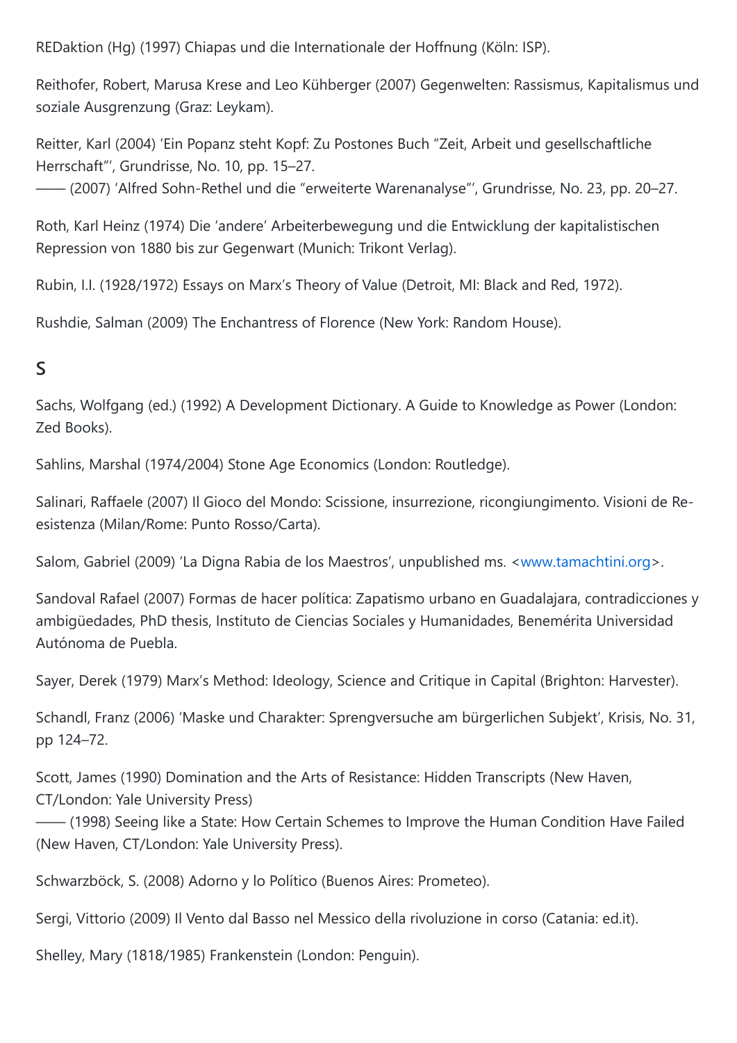REDaktion (Hg) (1997) Chiapas und die Internationale der Hoffnung (Köln: ISP).

Reithofer, Robert, Marusa Krese and Leo Kühberger (2007) Gegenwelten: Rassismus, Kapitalismus und soziale Ausgrenzung (Graz: Leykam).

Reitter, Karl (2004) 'Ein Popanz steht Kopf: Zu Postones Buch "Zeit, Arbeit und gesellschaftliche Herrschaft"', Grundrisse, No. 10, pp. 15–27.
—— (2007) 'Alfred Sohn-Rethel und die "erweiterte Warenanalyse"', Grundrisse, No. 23, pp. 20–27.

Roth, Karl Heinz (1974) Die 'andere' Arbeiterbewegung und die Entwicklung der kapitalistischen Repression von 1880 bis zur Gegenwart (Munich: Trikont Verlag).

Rubin, I.I. (1928/1972) Essays on Marx's Theory of Value (Detroit, MI: Black and Red, 1972).

Rushdie, Salman (2009) The Enchantress of Florence (New York: Random House).

## S

Sachs, Wolfgang (ed.) (1992) A Development Dictionary. A Guide to Knowledge as Power (London: Zed Books).

Sahlins, Marshal (1974/2004) Stone Age Economics (London: Routledge).

Salinari, Raffaele (2007) Il Gioco del Mondo: Scissione, insurrezione, ricongiungimento. Visioni de Re-esistenza (Milan/Rome: Punto Rosso/Carta).

Salom, Gabriel (2009) 'La Digna Rabia de los Maestros', unpublished ms. <www.tamachtini.org>.

Sandoval Rafael (2007) Formas de hacer política: Zapatismo urbano en Guadalajara, contradicciones y ambigüedades, PhD thesis, Instituto de Ciencias Sociales y Humanidades, Benemérita Universidad Autónoma de Puebla.

Sayer, Derek (1979) Marx's Method: Ideology, Science and Critique in Capital (Brighton: Harvester).

Schandl, Franz (2006) 'Maske und Charakter: Sprengversuche am bürgerlichen Subjekt', Krisis, No. 31, pp 124–72.

Scott, James (1990) Domination and the Arts of Resistance: Hidden Transcripts (New Haven, CT/London: Yale University Press)
—— (1998) Seeing like a State: How Certain Schemes to Improve the Human Condition Have Failed (New Haven, CT/London: Yale University Press).

Schwarzböck, S. (2008) Adorno y lo Político (Buenos Aires: Prometeo).

Sergi, Vittorio (2009) Il Vento dal Basso nel Messico della rivoluzione in corso (Catania: ed.it).

Shelley, Mary (1818/1985) Frankenstein (London: Penguin).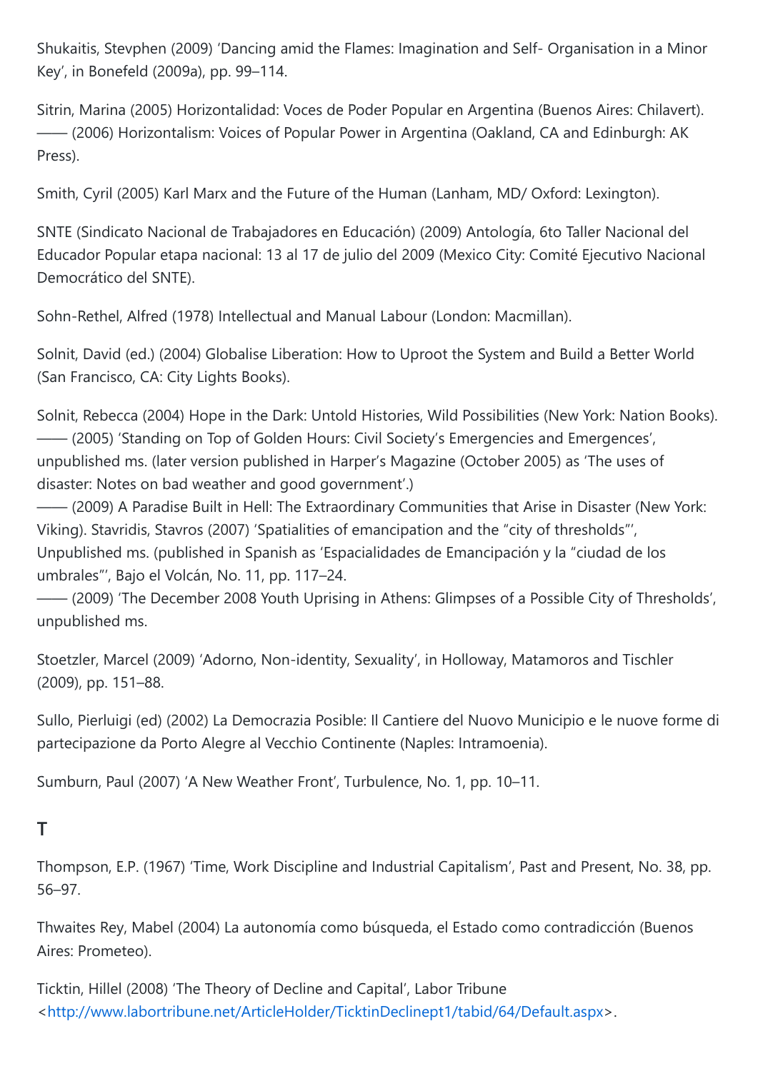Shukaitis, Stevphen (2009) 'Dancing amid the Flames: Imagination and Self- Organisation in a Minor Key', in Bonefeld (2009a), pp. 99–114.

Sitrin, Marina (2005) Horizontalidad: Voces de Poder Popular en Argentina (Buenos Aires: Chilavert).
—— (2006) Horizontalism: Voices of Popular Power in Argentina (Oakland, CA and Edinburgh: AK Press).

Smith, Cyril (2005) Karl Marx and the Future of the Human (Lanham, MD/ Oxford: Lexington).

SNTE (Sindicato Nacional de Trabajadores en Educación) (2009) Antología, 6to Taller Nacional del Educador Popular etapa nacional: 13 al 17 de julio del 2009 (Mexico City: Comité Ejecutivo Nacional Democrático del SNTE).

Sohn-Rethel, Alfred (1978) Intellectual and Manual Labour (London: Macmillan).

Solnit, David (ed.) (2004) Globalise Liberation: How to Uproot the System and Build a Better World (San Francisco, CA: City Lights Books).

Solnit, Rebecca (2004) Hope in the Dark: Untold Histories, Wild Possibilities (New York: Nation Books).
—— (2005) 'Standing on Top of Golden Hours: Civil Society's Emergencies and Emergences', unpublished ms. (later version published in Harper's Magazine (October 2005) as 'The uses of disaster: Notes on bad weather and good government'.)
—— (2009) A Paradise Built in Hell: The Extraordinary Communities that Arise in Disaster (New York: Viking). Stavridis, Stavros (2007) 'Spatialities of emancipation and the "city of thresholds"', Unpublished ms. (published in Spanish as 'Espacialidades de Emancipación y la "ciudad de los umbrales"', Bajo el Volcán, No. 11, pp. 117–24.
—— (2009) 'The December 2008 Youth Uprising in Athens: Glimpses of a Possible City of Thresholds', unpublished ms.

Stoetzler, Marcel (2009) 'Adorno, Non-identity, Sexuality', in Holloway, Matamoros and Tischler (2009), pp. 151–88.

Sullo, Pierluigi (ed) (2002) La Democrazia Posible: Il Cantiere del Nuovo Municipio e le nuove forme di partecipazione da Porto Alegre al Vecchio Continente (Naples: Intramoenia).

Sumburn, Paul (2007) 'A New Weather Front', Turbulence, No. 1, pp. 10–11.

## T

Thompson, E.P. (1967) 'Time, Work Discipline and Industrial Capitalism', Past and Present, No. 38, pp. 56–97.

Thwaites Rey, Mabel (2004) La autonomía como búsqueda, el Estado como contradicción (Buenos Aires: Prometeo).

Ticktin, Hillel (2008) 'The Theory of Decline and Capital', Labor Tribune <http://www.labortribune.net/ArticleHolder/TicktinDeclinept1/tabid/64/Default.aspx>.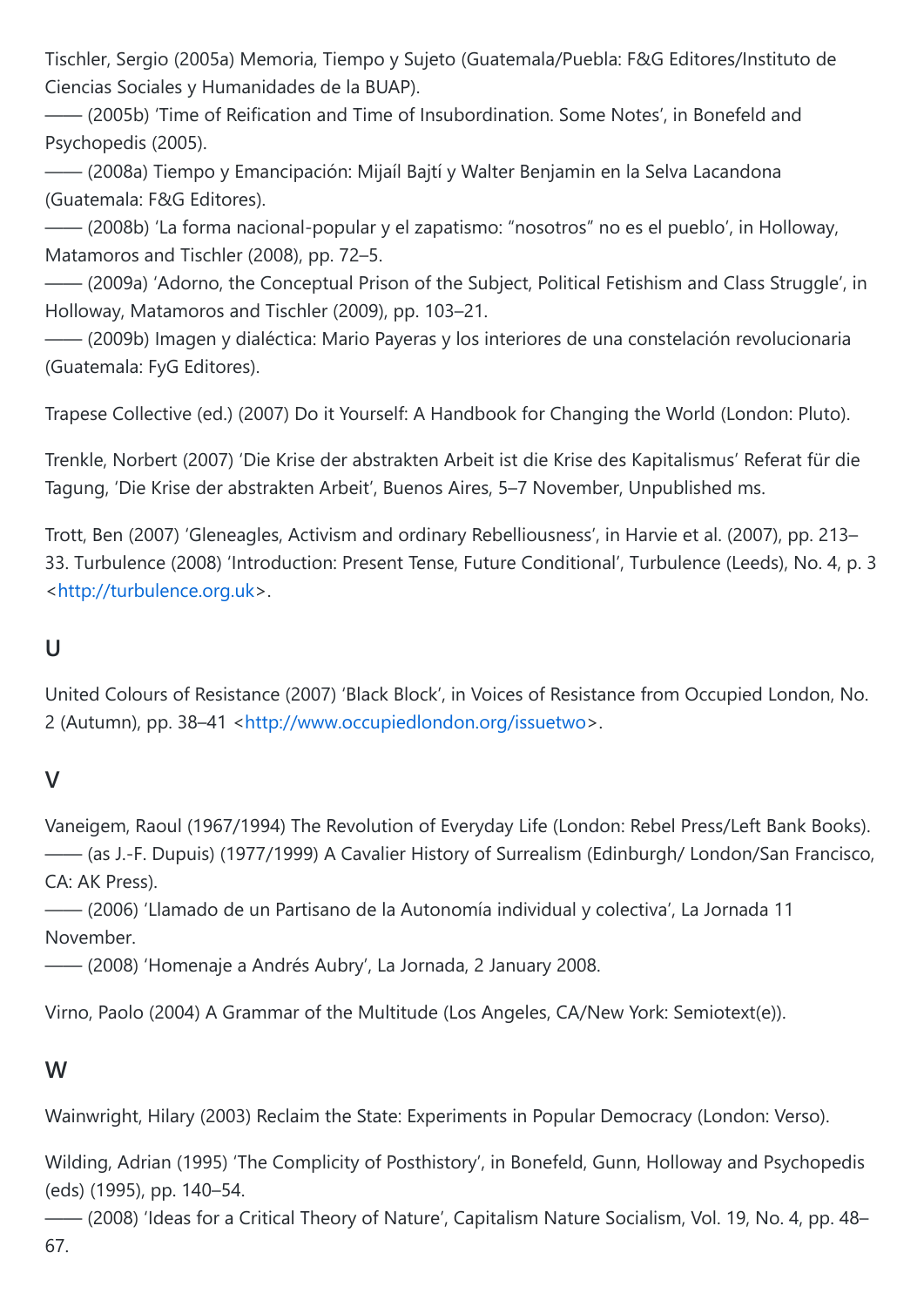Tischler, Sergio (2005a) Memoria, Tiempo y Sujeto (Guatemala/Puebla: F&G Editores/Instituto de Ciencias Sociales y Humanidades de la BUAP).
—— (2005b) 'Time of Reification and Time of Insubordination. Some Notes', in Bonefeld and Psychopedis (2005).
—— (2008a) Tiempo y Emancipación: Mijaíl Bajtí y Walter Benjamin en la Selva Lacandona (Guatemala: F&G Editores).
—— (2008b) 'La forma nacional-popular y el zapatismo: "nosotros" no es el pueblo', in Holloway, Matamoros and Tischler (2008), pp. 72–5.
—— (2009a) 'Adorno, the Conceptual Prison of the Subject, Political Fetishism and Class Struggle', in Holloway, Matamoros and Tischler (2009), pp. 103–21.
—— (2009b) Imagen y dialéctica: Mario Payeras y los interiores de una constelación revolucionaria (Guatemala: FyG Editores).

Trapese Collective (ed.) (2007) Do it Yourself: A Handbook for Changing the World (London: Pluto).

Trenkle, Norbert (2007) 'Die Krise der abstrakten Arbeit ist die Krise des Kapitalismus' Referat für die Tagung, 'Die Krise der abstrakten Arbeit', Buenos Aires, 5–7 November, Unpublished ms.

Trott, Ben (2007) 'Gleneagles, Activism and ordinary Rebelliousness', in Harvie et al. (2007), pp. 213–33. Turbulence (2008) 'Introduction: Present Tense, Future Conditional', Turbulence (Leeds), No. 4, p. 3 <http://turbulence.org.uk>.

## U

United Colours of Resistance (2007) 'Black Block', in Voices of Resistance from Occupied London, No. 2 (Autumn), pp. 38–41 <http://www.occupiedlondon.org/issuetwo>.

## V

Vaneigem, Raoul (1967/1994) The Revolution of Everyday Life (London: Rebel Press/Left Bank Books).
—— (as J.-F. Dupuis) (1977/1999) A Cavalier History of Surrealism (Edinburgh/ London/San Francisco, CA: AK Press).
—— (2006) 'Llamado de un Partisano de la Autonomía individual y colectiva', La Jornada 11 November.
—— (2008) 'Homenaje a Andrés Aubry', La Jornada, 2 January 2008.

Virno, Paolo (2004) A Grammar of the Multitude (Los Angeles, CA/New York: Semiotext(e)).

## W

Wainwright, Hilary (2003) Reclaim the State: Experiments in Popular Democracy (London: Verso).

Wilding, Adrian (1995) 'The Complicity of Posthistory', in Bonefeld, Gunn, Holloway and Psychopedis (eds) (1995), pp. 140–54.
—— (2008) 'Ideas for a Critical Theory of Nature', Capitalism Nature Socialism, Vol. 19, No. 4, pp. 48–67.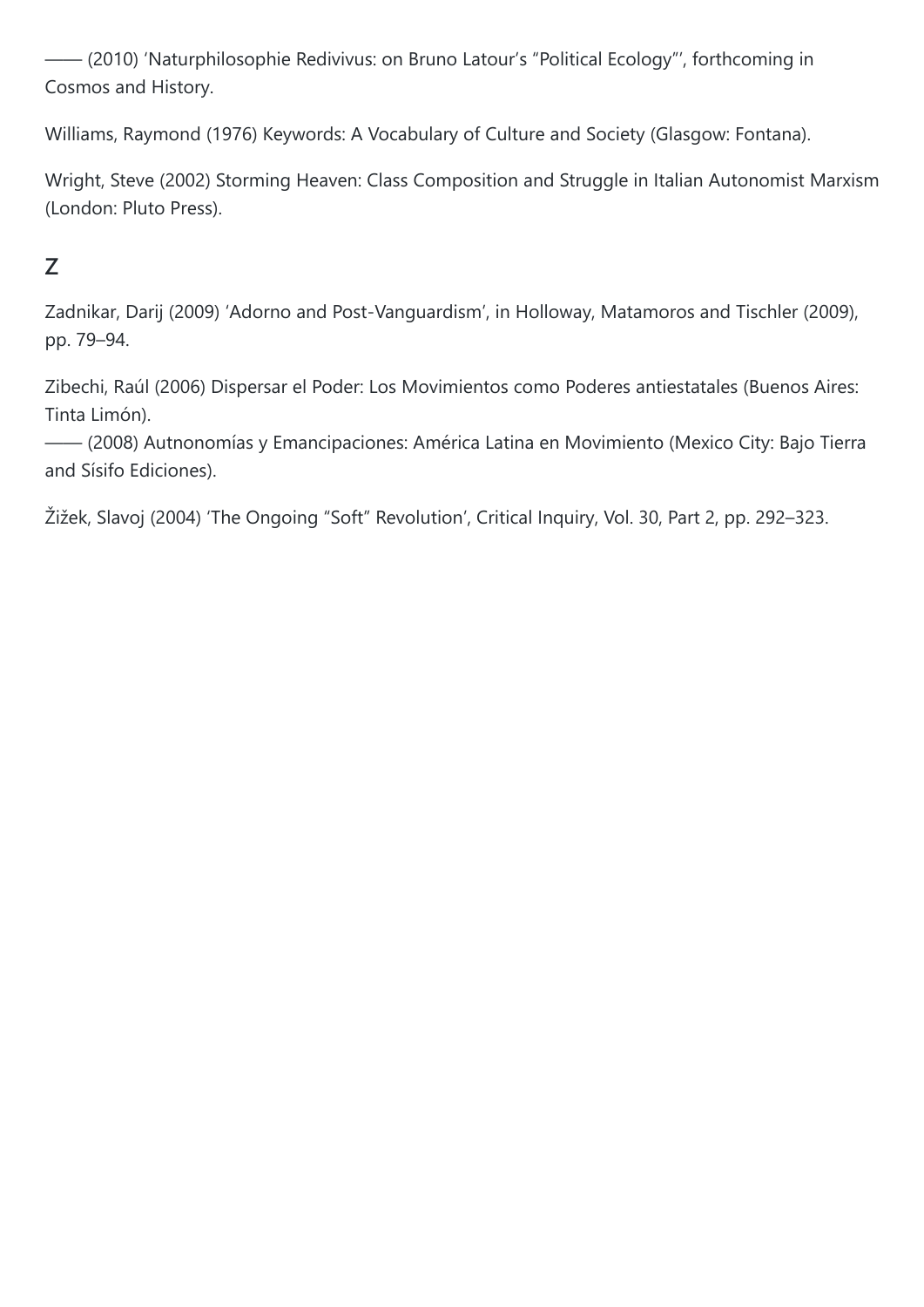—— (2010) 'Naturphilosophie Redivivus: on Bruno Latour's "Political Ecology"', forthcoming in Cosmos and History.

Williams, Raymond (1976) Keywords: A Vocabulary of Culture and Society (Glasgow: Fontana).

Wright, Steve (2002) Storming Heaven: Class Composition and Struggle in Italian Autonomist Marxism (London: Pluto Press).

## Z

Zadnikar, Darij (2009) 'Adorno and Post-Vanguardism', in Holloway, Matamoros and Tischler (2009), pp. 79–94.

Zibechi, Raúl (2006) Dispersar el Poder: Los Movimientos como Poderes antiestatales (Buenos Aires: Tinta Limón).
—— (2008) Autnonomías y Emancipaciones: América Latina en Movimiento (Mexico City: Bajo Tierra and Sísifo Ediciones).

Žižek, Slavoj (2004) 'The Ongoing "Soft" Revolution', Critical Inquiry, Vol. 30, Part 2, pp. 292–323.